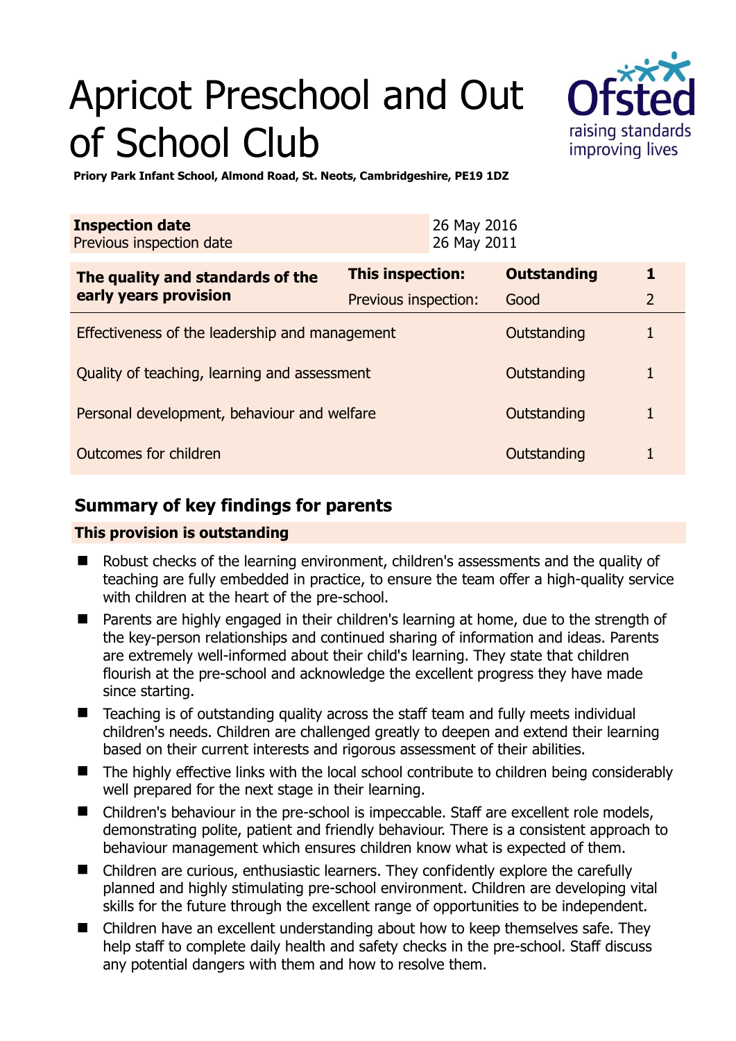# Apricot Preschool and Out of School Club

**Priory Park Infant School, Almond Road, St. Neots, Cambridgeshire, PE19 1DZ**

| | |
|---|---|
| **Inspection date** | 26 May 2016 |
| Previous inspection date | 26 May 2011 |

| | | | |
|---|---|---|---|
| **The quality and standards of the early years provision** | **This inspection:** | **Outstanding** | **1** |
| | Previous inspection: | Good | 2 |
| Effectiveness of the leadership and management | | Outstanding | 1 |
| Quality of teaching, learning and assessment | | Outstanding | 1 |
| Personal development, behaviour and welfare | | Outstanding | 1 |
| Outcomes for children | | Outstanding | 1 |

## Summary of key findings for parents

**This provision is outstanding**

- Robust checks of the learning environment, children's assessments and the quality of teaching are fully embedded in practice, to ensure the team offer a high-quality service with children at the heart of the pre-school.
- Parents are highly engaged in their children's learning at home, due to the strength of the key-person relationships and continued sharing of information and ideas. Parents are extremely well-informed about their child's learning. They state that children flourish at the pre-school and acknowledge the excellent progress they have made since starting.
- Teaching is of outstanding quality across the staff team and fully meets individual children's needs. Children are challenged greatly to deepen and extend their learning based on their current interests and rigorous assessment of their abilities.
- The highly effective links with the local school contribute to children being considerably well prepared for the next stage in their learning.
- Children's behaviour in the pre-school is impeccable. Staff are excellent role models, demonstrating polite, patient and friendly behaviour. There is a consistent approach to behaviour management which ensures children know what is expected of them.
- Children are curious, enthusiastic learners. They confidently explore the carefully planned and highly stimulating pre-school environment. Children are developing vital skills for the future through the excellent range of opportunities to be independent.
- Children have an excellent understanding about how to keep themselves safe. They help staff to complete daily health and safety checks in the pre-school. Staff discuss any potential dangers with them and how to resolve them.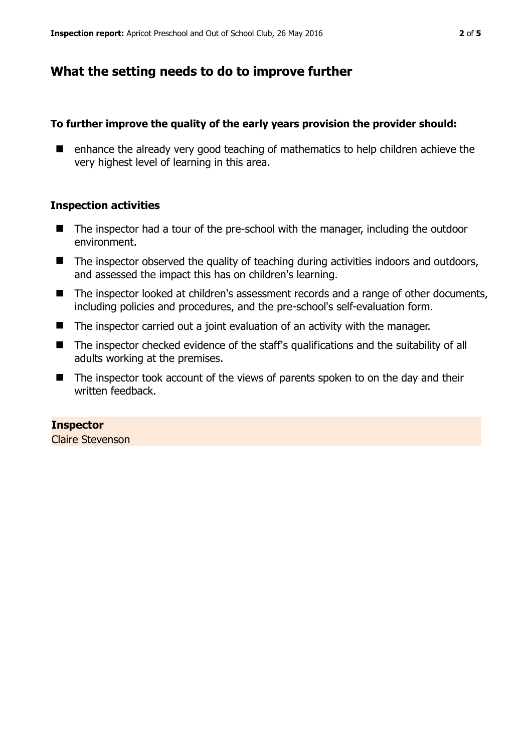## What the setting needs to do to improve further

**To further improve the quality of the early years provision the provider should:**

- enhance the already very good teaching of mathematics to help children achieve the very highest level of learning in this area.

### Inspection activities

- The inspector had a tour of the pre-school with the manager, including the outdoor environment.
- The inspector observed the quality of teaching during activities indoors and outdoors, and assessed the impact this has on children's learning.
- The inspector looked at children's assessment records and a range of other documents, including policies and procedures, and the pre-school's self-evaluation form.
- The inspector carried out a joint evaluation of an activity with the manager.
- The inspector checked evidence of the staff's qualifications and the suitability of all adults working at the premises.
- The inspector took account of the views of parents spoken to on the day and their written feedback.

**Inspector**
Claire Stevenson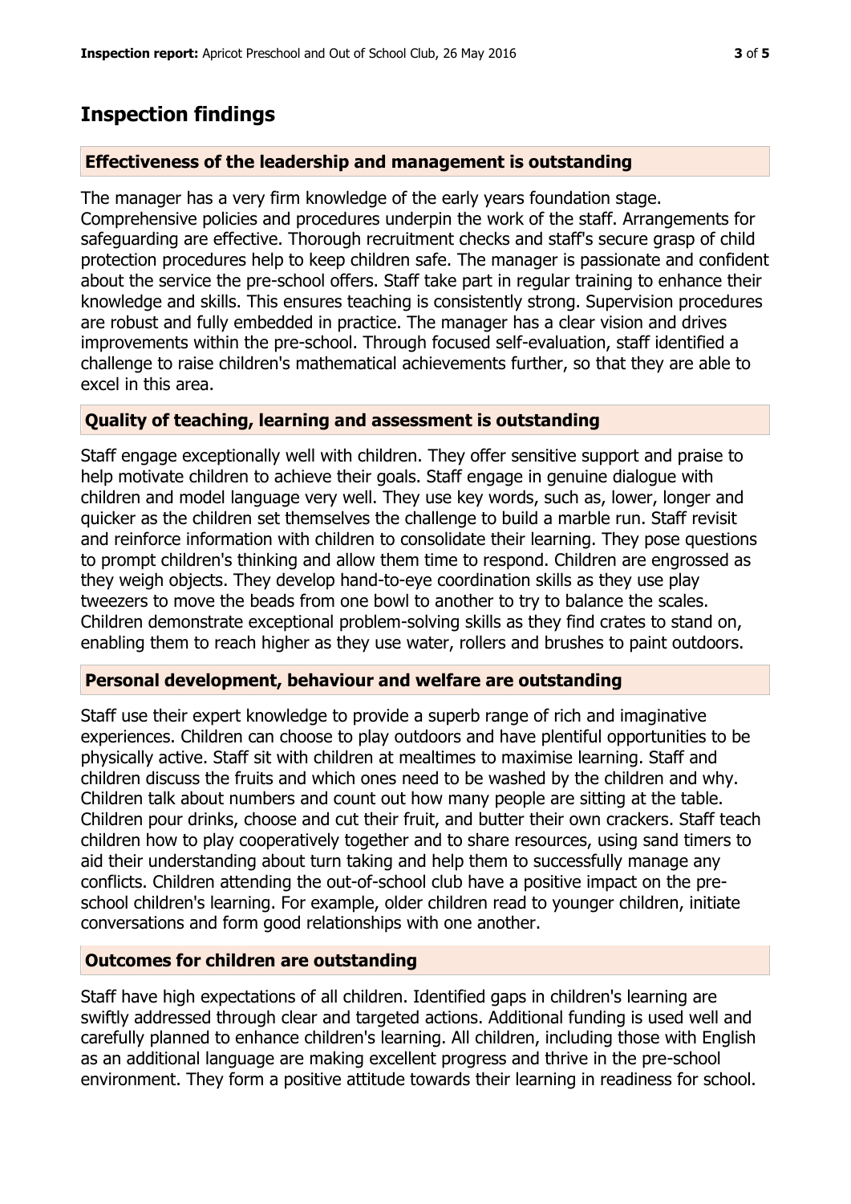## Inspection findings

### Effectiveness of the leadership and management is outstanding

The manager has a very firm knowledge of the early years foundation stage. Comprehensive policies and procedures underpin the work of the staff. Arrangements for safeguarding are effective. Thorough recruitment checks and staff's secure grasp of child protection procedures help to keep children safe. The manager is passionate and confident about the service the pre-school offers. Staff take part in regular training to enhance their knowledge and skills. This ensures teaching is consistently strong. Supervision procedures are robust and fully embedded in practice. The manager has a clear vision and drives improvements within the pre-school. Through focused self-evaluation, staff identified a challenge to raise children's mathematical achievements further, so that they are able to excel in this area.

### Quality of teaching, learning and assessment is outstanding

Staff engage exceptionally well with children. They offer sensitive support and praise to help motivate children to achieve their goals. Staff engage in genuine dialogue with children and model language very well. They use key words, such as, lower, longer and quicker as the children set themselves the challenge to build a marble run. Staff revisit and reinforce information with children to consolidate their learning. They pose questions to prompt children's thinking and allow them time to respond. Children are engrossed as they weigh objects. They develop hand-to-eye coordination skills as they use play tweezers to move the beads from one bowl to another to try to balance the scales. Children demonstrate exceptional problem-solving skills as they find crates to stand on, enabling them to reach higher as they use water, rollers and brushes to paint outdoors.

### Personal development, behaviour and welfare are outstanding

Staff use their expert knowledge to provide a superb range of rich and imaginative experiences. Children can choose to play outdoors and have plentiful opportunities to be physically active. Staff sit with children at mealtimes to maximise learning. Staff and children discuss the fruits and which ones need to be washed by the children and why. Children talk about numbers and count out how many people are sitting at the table. Children pour drinks, choose and cut their fruit, and butter their own crackers. Staff teach children how to play cooperatively together and to share resources, using sand timers to aid their understanding about turn taking and help them to successfully manage any conflicts. Children attending the out-of-school club have a positive impact on the pre-school children's learning. For example, older children read to younger children, initiate conversations and form good relationships with one another.

### Outcomes for children are outstanding

Staff have high expectations of all children. Identified gaps in children's learning are swiftly addressed through clear and targeted actions. Additional funding is used well and carefully planned to enhance children's learning. All children, including those with English as an additional language are making excellent progress and thrive in the pre-school environment. They form a positive attitude towards their learning in readiness for school.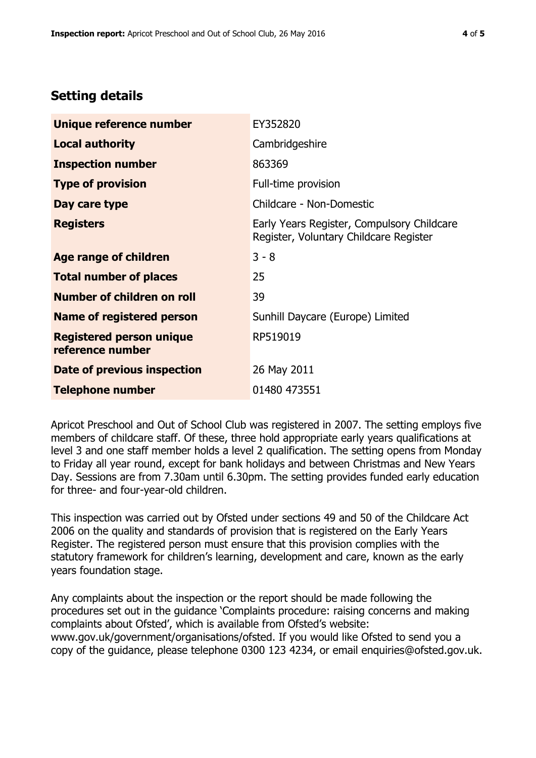## Setting details

| | |
|---|---|
| **Unique reference number** | EY352820 |
| **Local authority** | Cambridgeshire |
| **Inspection number** | 863369 |
| **Type of provision** | Full-time provision |
| **Day care type** | Childcare - Non-Domestic |
| **Registers** | Early Years Register, Compulsory Childcare Register, Voluntary Childcare Register |
| **Age range of children** | 3 - 8 |
| **Total number of places** | 25 |
| **Number of children on roll** | 39 |
| **Name of registered person** | Sunhill Daycare (Europe) Limited |
| **Registered person unique reference number** | RP519019 |
| **Date of previous inspection** | 26 May 2011 |
| **Telephone number** | 01480 473551 |

Apricot Preschool and Out of School Club was registered in 2007. The setting employs five members of childcare staff. Of these, three hold appropriate early years qualifications at level 3 and one staff member holds a level 2 qualification. The setting opens from Monday to Friday all year round, except for bank holidays and between Christmas and New Years Day. Sessions are from 7.30am until 6.30pm. The setting provides funded early education for three- and four-year-old children.

This inspection was carried out by Ofsted under sections 49 and 50 of the Childcare Act 2006 on the quality and standards of provision that is registered on the Early Years Register. The registered person must ensure that this provision complies with the statutory framework for children's learning, development and care, known as the early years foundation stage.

Any complaints about the inspection or the report should be made following the procedures set out in the guidance 'Complaints procedure: raising concerns and making complaints about Ofsted', which is available from Ofsted's website: www.gov.uk/government/organisations/ofsted. If you would like Ofsted to send you a copy of the guidance, please telephone 0300 123 4234, or email enquiries@ofsted.gov.uk.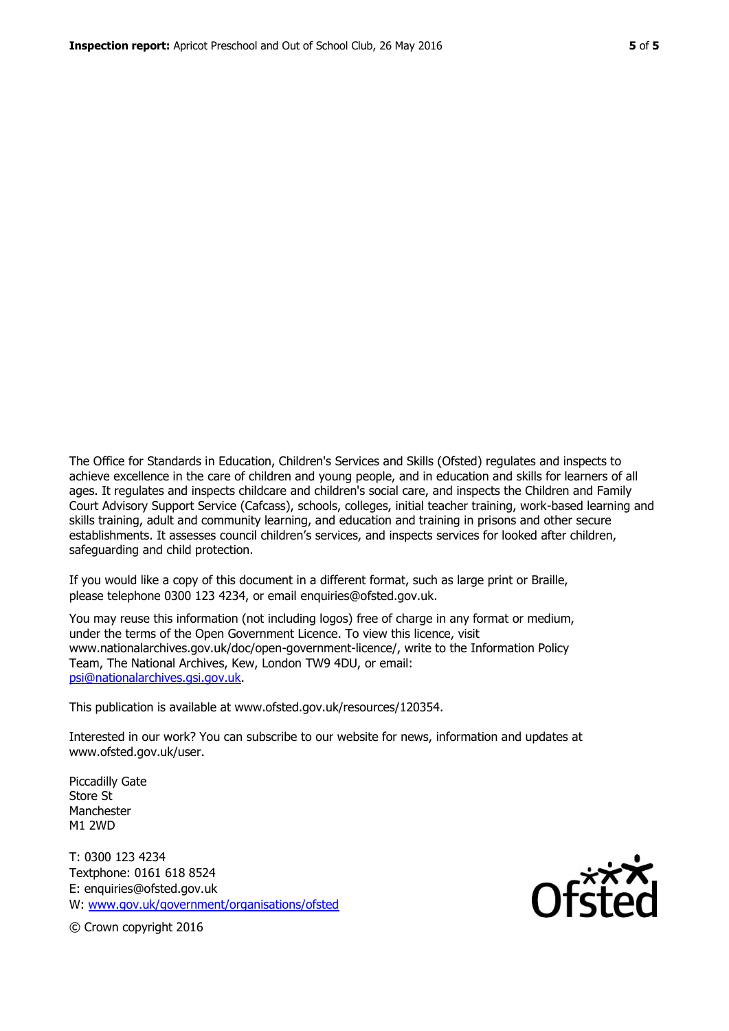The Office for Standards in Education, Children's Services and Skills (Ofsted) regulates and inspects to achieve excellence in the care of children and young people, and in education and skills for learners of all ages. It regulates and inspects childcare and children's social care, and inspects the Children and Family Court Advisory Support Service (Cafcass), schools, colleges, initial teacher training, work-based learning and skills training, adult and community learning, and education and training in prisons and other secure establishments. It assesses council children's services, and inspects services for looked after children, safeguarding and child protection.

If you would like a copy of this document in a different format, such as large print or Braille, please telephone 0300 123 4234, or email enquiries@ofsted.gov.uk.

You may reuse this information (not including logos) free of charge in any format or medium, under the terms of the Open Government Licence. To view this licence, visit www.nationalarchives.gov.uk/doc/open-government-licence/, write to the Information Policy Team, The National Archives, Kew, London TW9 4DU, or email: psi@nationalarchives.gsi.gov.uk.

This publication is available at www.ofsted.gov.uk/resources/120354.

Interested in our work? You can subscribe to our website for news, information and updates at www.ofsted.gov.uk/user.

Piccadilly Gate
Store St
Manchester
M1 2WD

T: 0300 123 4234
Textphone: 0161 618 8524
E: enquiries@ofsted.gov.uk
W: www.gov.uk/government/organisations/ofsted

© Crown copyright 2016